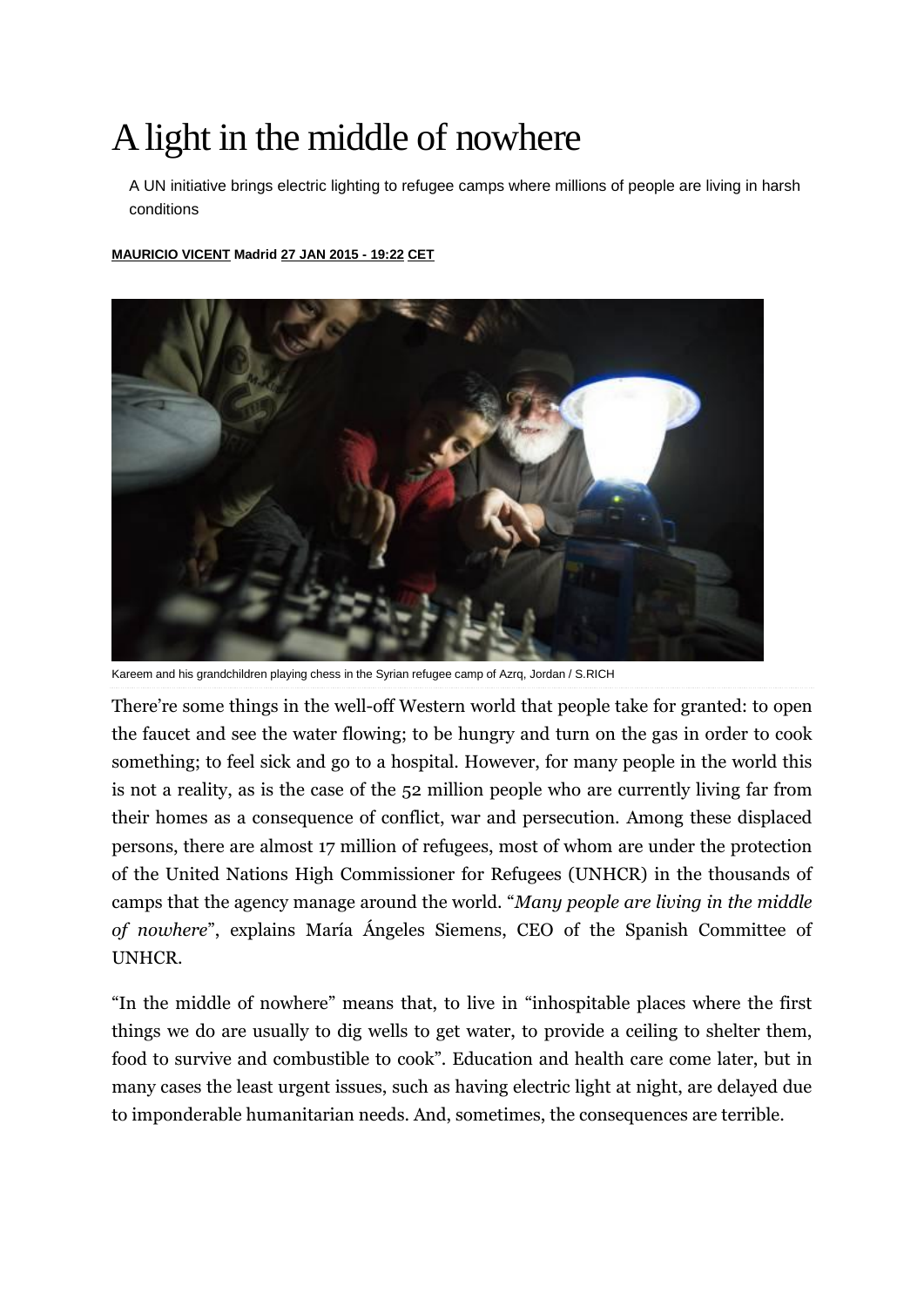# A light in the middle of nowhere

A UN initiative brings electric lighting to refugee camps where millions of people are living in harsh conditions

**MAURICIO VICENT Madrid 27 JAN 2015 - 19:22 CET**

Kareem and his grandchildren playing chess in the Syrian refugee camp of Azrq, Jordan / S.RICH

There're some things in the well-off Western world that people take for granted: to open the faucet and see the water flowing; to be hungry and turn on the gas in order to cook something; to feel sick and go to a hospital. However, for many people in the world this is not a reality, as is the case of the 52 million people who are currently living far from their homes as a consequence of conflict, war and persecution. Among these displaced persons, there are almost 17 million of refugees, most of whom are under the protection of the United Nations High Commissioner for Refugees (UNHCR) in the thousands of camps that the agency manage around the world. "*Many people are living in the middle of nowhere*", explains María Ángeles Siemens, CEO of the Spanish Committee of UNHCR.

"In the middle of nowhere" means that, to live in "inhospitable places where the first things we do are usually to dig wells to get water, to provide a ceiling to shelter them, food to survive and combustible to cook". Education and health care come later, but in many cases the least urgent issues, such as having electric light at night, are delayed due to imponderable humanitarian needs. And, sometimes, the consequences are terrible.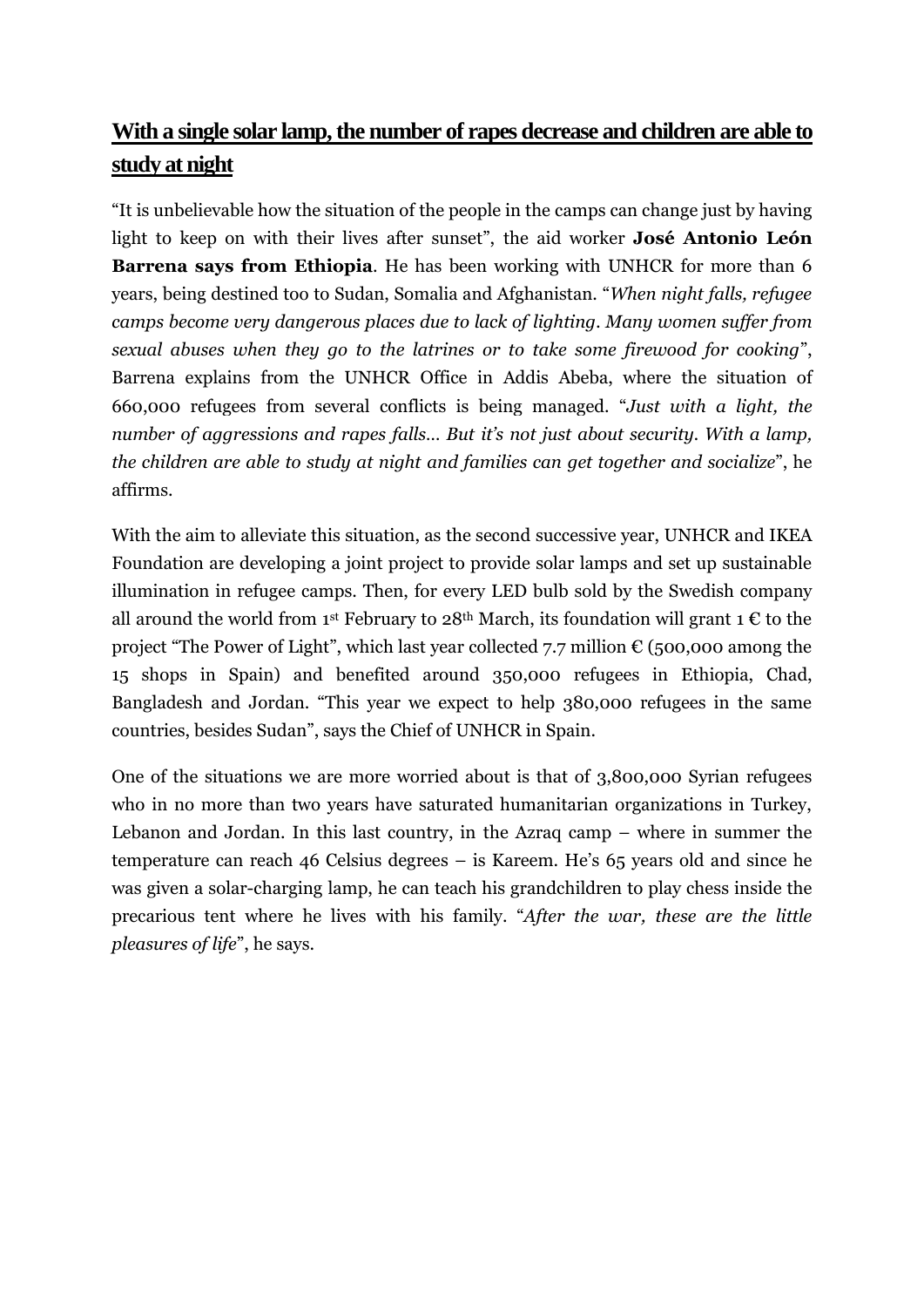## **With a single solar lamp, the number of rapes decrease and children are able to study at night**

"It is unbelievable how the situation of the people in the camps can change just by having light to keep on with their lives after sunset", the aid worker **José Antonio León Barrena says from Ethiopia**. He has been working with UNHCR for more than 6 years, being destined too to Sudan, Somalia and Afghanistan. "*When night falls, refugee camps become very dangerous places due to lack of lighting. Many women suffer from sexual abuses when they go to the latrines or to take some firewood for cooking*", Barrena explains from the UNHCR Office in Addis Abeba, where the situation of 660,000 refugees from several conflicts is being managed. "*Just with a light, the number of aggressions and rapes falls… But it's not just about security. With a lamp, the children are able to study at night and families can get together and socialize*", he affirms.

With the aim to alleviate this situation, as the second successive year, UNHCR and IKEA Foundation are developing a joint project to provide solar lamps and set up sustainable illumination in refugee camps. Then, for every LED bulb sold by the Swedish company all around the world from 1st February to 28th March, its foundation will grant 1 € to the project "The Power of Light", which last year collected 7.7 million € (500,000 among the 15 shops in Spain) and benefited around 350,000 refugees in Ethiopia, Chad, Bangladesh and Jordan. "This year we expect to help 380,000 refugees in the same countries, besides Sudan", says the Chief of UNHCR in Spain.

One of the situations we are more worried about is that of 3,800,000 Syrian refugees who in no more than two years have saturated humanitarian organizations in Turkey, Lebanon and Jordan. In this last country, in the Azraq camp – where in summer the temperature can reach 46 Celsius degrees – is Kareem. He's 65 years old and since he was given a solar-charging lamp, he can teach his grandchildren to play chess inside the precarious tent where he lives with his family. "*After the war, these are the little pleasures of life*", he says.